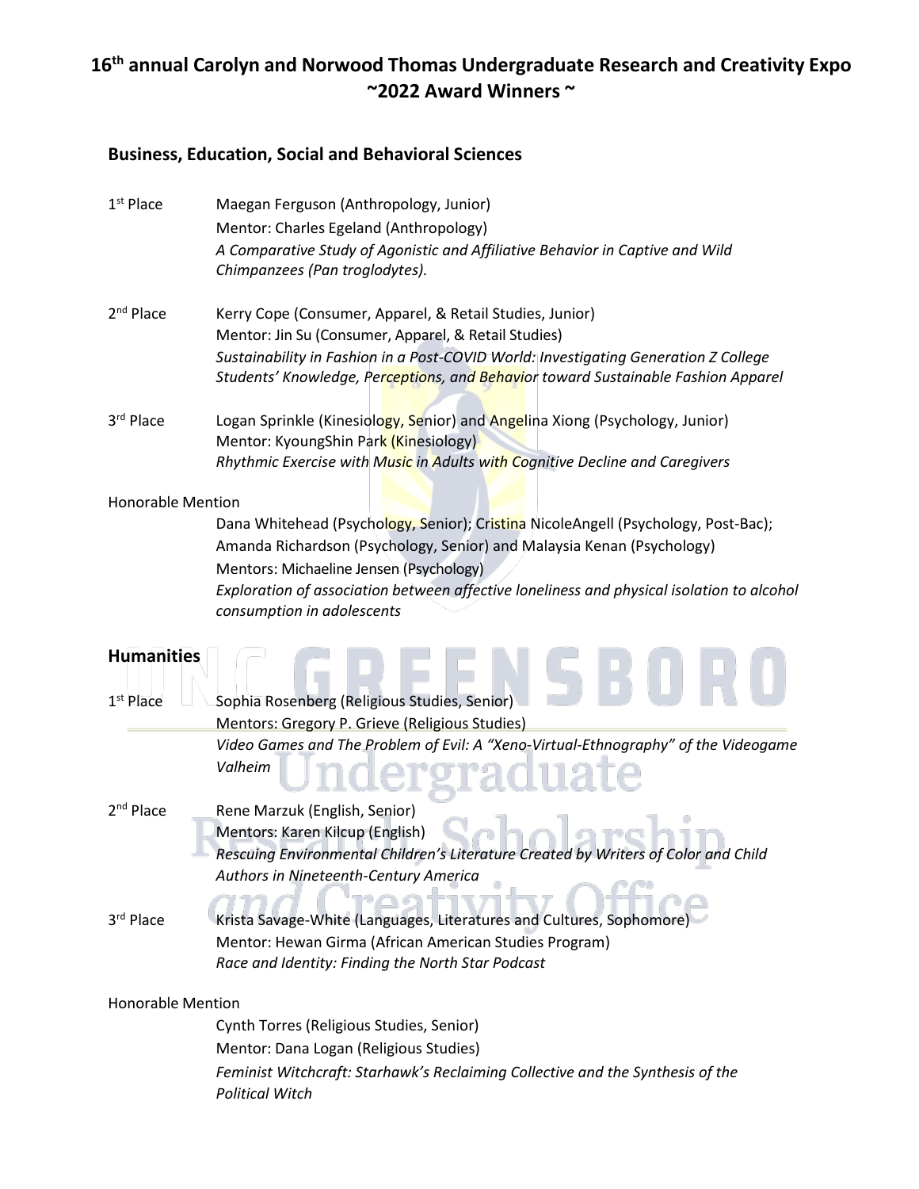# 16th annual Carolyn and Norwood Thomas Undergraduate Research and Creativity Expo ~2022 Award Winners ~

## Business, Education, Social and Behavioral Sciences

**1st Place**
Maegan Ferguson (Anthropology, Junior)
Mentor: Charles Egeland (Anthropology)
*A Comparative Study of Agonistic and Affiliative Behavior in Captive and Wild Chimpanzees (Pan troglodytes).*

**2nd Place**
Kerry Cope (Consumer, Apparel, & Retail Studies, Junior)
Mentor: Jin Su (Consumer, Apparel, & Retail Studies)
*Sustainability in Fashion in a Post-COVID World: Investigating Generation Z College Students' Knowledge, Perceptions, and Behavior toward Sustainable Fashion Apparel*

**3rd Place**
Logan Sprinkle (Kinesiology, Senior) and Angelina Xiong (Psychology, Junior)
Mentor: KyoungShin Park (Kinesiology)
*Rhythmic Exercise with Music in Adults with Cognitive Decline and Caregivers*

**Honorable Mention**
Dana Whitehead (Psychology, Senior); Cristina NicoleAngell (Psychology, Post-Bac); Amanda Richardson (Psychology, Senior) and Malaysia Kenan (Psychology)
Mentors: Michaeline Jensen (Psychology)
*Exploration of association between affective loneliness and physical isolation to alcohol consumption in adolescents*

## Humanities

**1st Place**
Sophia Rosenberg (Religious Studies, Senior)
Mentors: Gregory P. Grieve (Religious Studies)
*Video Games and The Problem of Evil: A "Xeno-Virtual-Ethnography" of the Videogame Valheim*

**2nd Place**
Rene Marzuk (English, Senior)
Mentors: Karen Kilcup (English)
*Rescuing Environmental Children's Literature Created by Writers of Color and Child Authors in Nineteenth-Century America*

**3rd Place**
Krista Savage-White (Languages, Literatures and Cultures, Sophomore)
Mentor: Hewan Girma (African American Studies Program)
*Race and Identity: Finding the North Star Podcast*

**Honorable Mention**
Cynth Torres (Religious Studies, Senior)
Mentor: Dana Logan (Religious Studies)
*Feminist Witchcraft: Starhawk's Reclaiming Collective and the Synthesis of the Political Witch*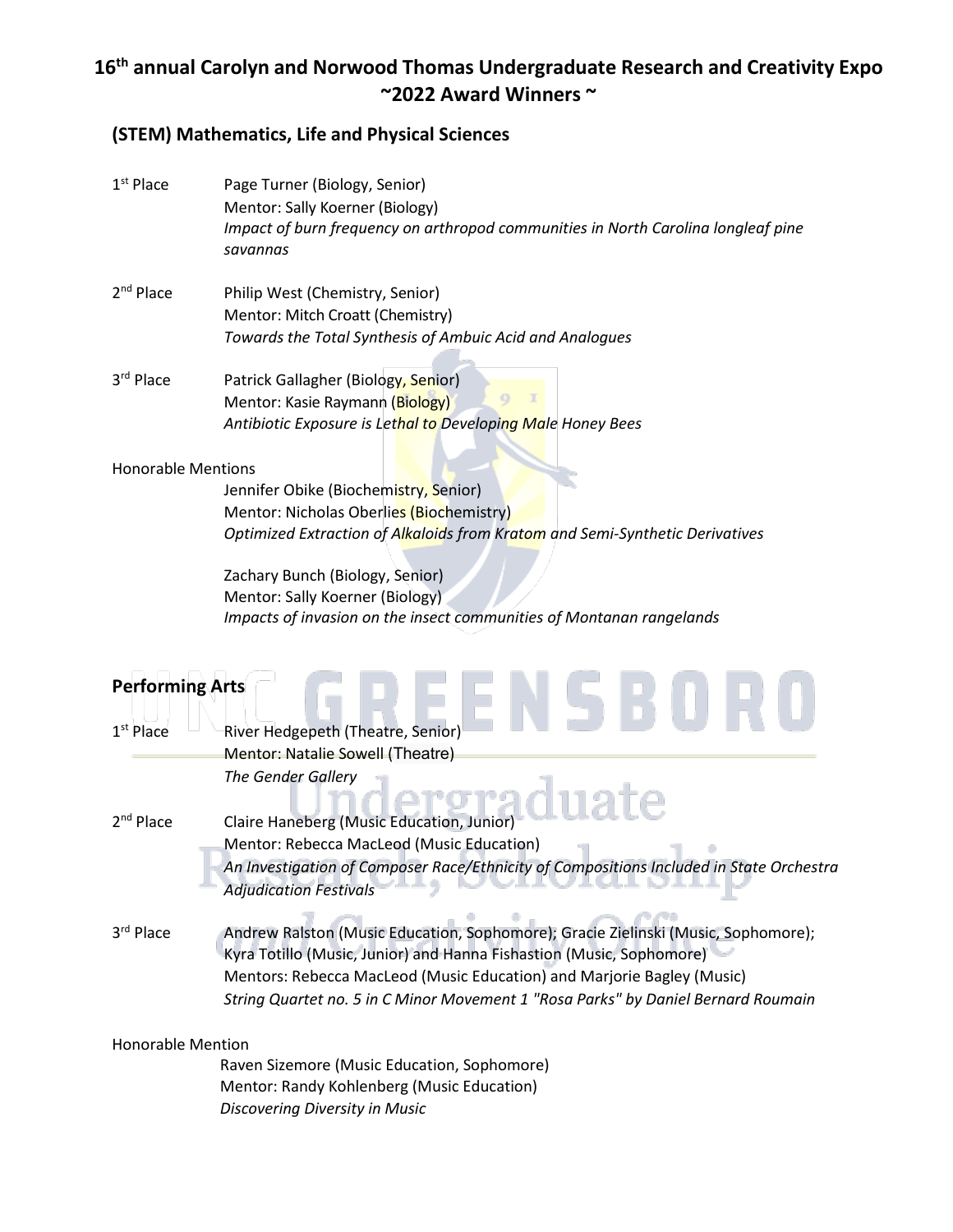# 16th annual Carolyn and Norwood Thomas Undergraduate Research and Creativity Expo ~2022 Award Winners ~

## (STEM) Mathematics, Life and Physical Sciences

1st Place
Page Turner (Biology, Senior)
Mentor: Sally Koerner (Biology)
*Impact of burn frequency on arthropod communities in North Carolina longleaf pine savannas*

2nd Place
Philip West (Chemistry, Senior)
Mentor: Mitch Croatt (Chemistry)
*Towards the Total Synthesis of Ambuic Acid and Analogues*

3rd Place
Patrick Gallagher (Biology, Senior)
Mentor: Kasie Raymann (Biology)
*Antibiotic Exposure is Lethal to Developing Male Honey Bees*

Honorable Mentions

Jennifer Obike (Biochemistry, Senior)
Mentor: Nicholas Oberlies (Biochemistry)
*Optimized Extraction of Alkaloids from Kratom and Semi-Synthetic Derivatives*

Zachary Bunch (Biology, Senior)
Mentor: Sally Koerner (Biology)
*Impacts of invasion on the insect communities of Montanan rangelands*

## Performing Arts

1st Place
River Hedgepeth (Theatre, Senior)
Mentor: Natalie Sowell (Theatre)
*The Gender Gallery*

2nd Place
Claire Haneberg (Music Education, Junior)
Mentor: Rebecca MacLeod (Music Education)
*An Investigation of Composer Race/Ethnicity of Compositions Included in State Orchestra Adjudication Festivals*

3rd Place
Andrew Ralston (Music Education, Sophomore); Gracie Zielinski (Music, Sophomore); Kyra Totillo (Music, Junior) and Hanna Fishastion (Music, Sophomore)
Mentors: Rebecca MacLeod (Music Education) and Marjorie Bagley (Music)
*String Quartet no. 5 in C Minor Movement 1 "Rosa Parks" by Daniel Bernard Roumain*

Honorable Mention

Raven Sizemore (Music Education, Sophomore)
Mentor: Randy Kohlenberg (Music Education)
*Discovering Diversity in Music*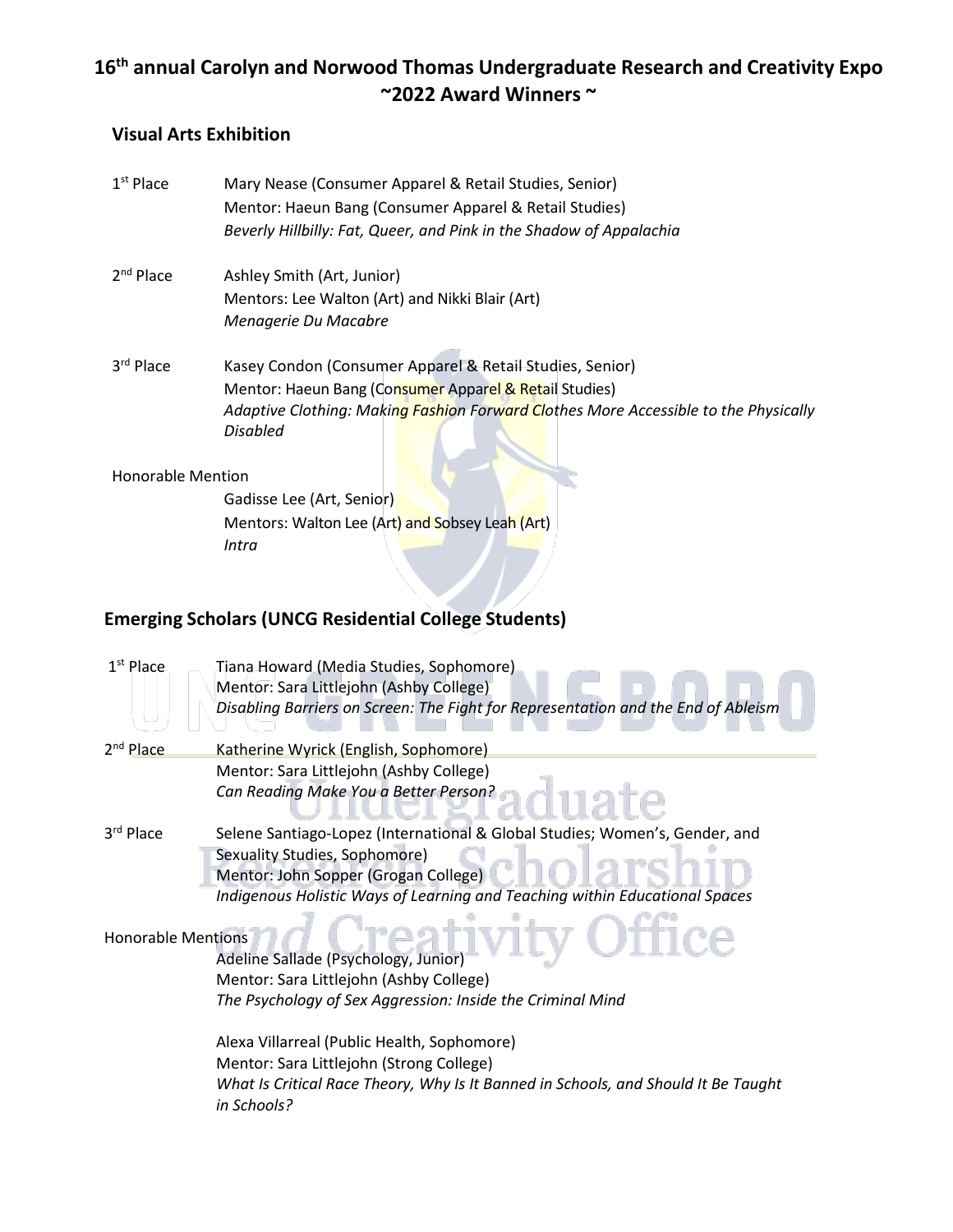# 16th annual Carolyn and Norwood Thomas Undergraduate Research and Creativity Expo ~2022 Award Winners ~

## Visual Arts Exhibition

1st Place
Mary Nease (Consumer Apparel & Retail Studies, Senior)
Mentor: Haeun Bang (Consumer Apparel & Retail Studies)
*Beverly Hillbilly: Fat, Queer, and Pink in the Shadow of Appalachia*

2nd Place
Ashley Smith (Art, Junior)
Mentors: Lee Walton (Art) and Nikki Blair (Art)
*Menagerie Du Macabre*

3rd Place
Kasey Condon (Consumer Apparel & Retail Studies, Senior)
Mentor: Haeun Bang (Consumer Apparel & Retail Studies)
*Adaptive Clothing: Making Fashion Forward Clothes More Accessible to the Physically Disabled*

Honorable Mention
Gadisse Lee (Art, Senior)
Mentors: Walton Lee (Art) and Sobsey Leah (Art)
*Intra*

## Emerging Scholars (UNCG Residential College Students)

1st Place
Tiana Howard (Media Studies, Sophomore)
Mentor: Sara Littlejohn (Ashby College)
*Disabling Barriers on Screen: The Fight for Representation and the End of Ableism*

2nd Place
Katherine Wyrick (English, Sophomore)
Mentor: Sara Littlejohn (Ashby College)
*Can Reading Make You a Better Person?*

3rd Place
Selene Santiago-Lopez (International & Global Studies; Women's, Gender, and Sexuality Studies, Sophomore)
Mentor: John Sopper (Grogan College)
*Indigenous Holistic Ways of Learning and Teaching within Educational Spaces*

Honorable Mentions
Adeline Sallade (Psychology, Junior)
Mentor: Sara Littlejohn (Ashby College)
*The Psychology of Sex Aggression: Inside the Criminal Mind*

Alexa Villarreal (Public Health, Sophomore)
Mentor: Sara Littlejohn (Strong College)
*What Is Critical Race Theory, Why Is It Banned in Schools, and Should It Be Taught in Schools?*